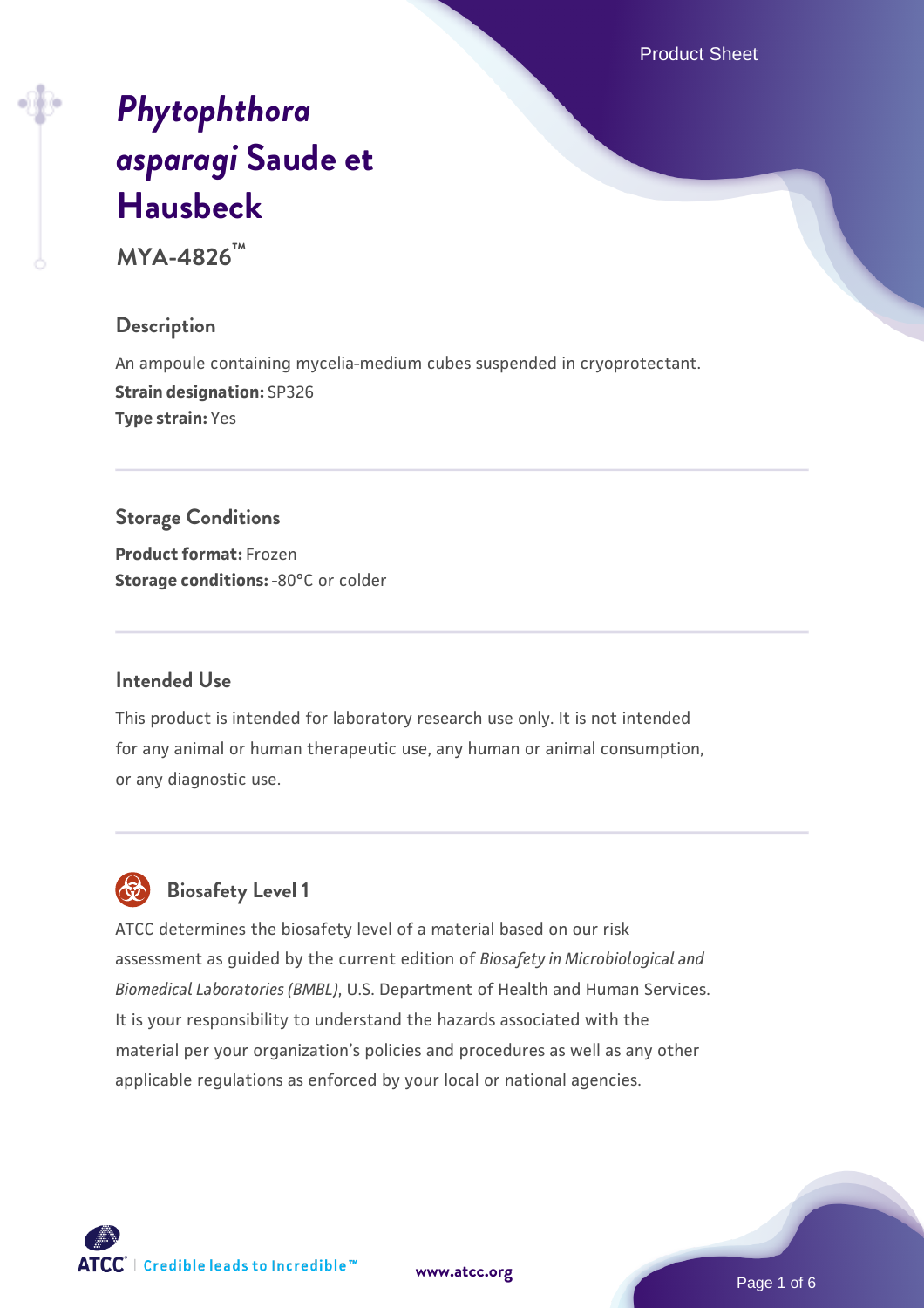# *Phytophthora asparagi* Saude et Hausbeck

**MYA-4826™**

## Description

An ampoule containing mycelia-medium cubes suspended in cryoprotectant.

**Strain designation:** SP326

**Type strain:** Yes

## Storage Conditions

**Product format:** Frozen

**Storage conditions:** -80°C or colder

## Intended Use

This product is intended for laboratory research use only. It is not intended for any animal or human therapeutic use, any human or animal consumption, or any diagnostic use.

## Biosafety Level 1

ATCC determines the biosafety level of a material based on our risk assessment as guided by the current edition of *Biosafety in Microbiological and Biomedical Laboratories (BMBL)*, U.S. Department of Health and Human Services. It is your responsibility to understand the hazards associated with the material per your organization's policies and procedures as well as any other applicable regulations as enforced by your local or national agencies.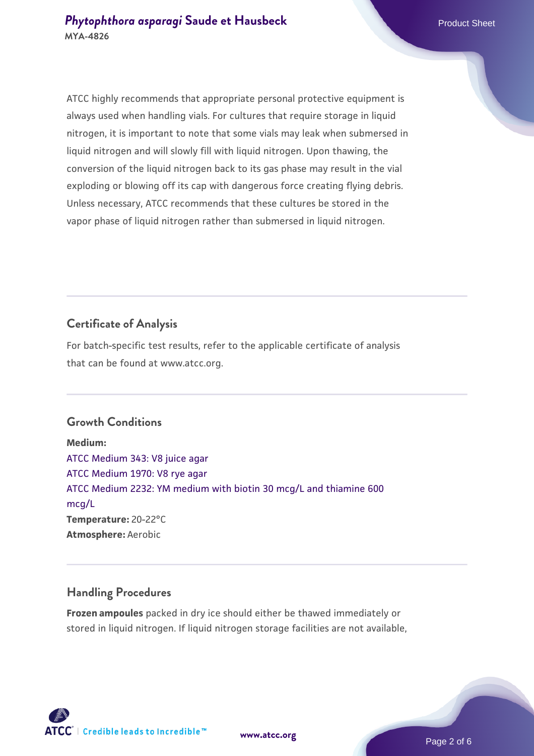ATCC highly recommends that appropriate personal protective equipment is always used when handling vials. For cultures that require storage in liquid nitrogen, it is important to note that some vials may leak when submersed in liquid nitrogen and will slowly fill with liquid nitrogen. Upon thawing, the conversion of the liquid nitrogen back to its gas phase may result in the vial exploding or blowing off its cap with dangerous force creating flying debris. Unless necessary, ATCC recommends that these cultures be stored in the vapor phase of liquid nitrogen rather than submersed in liquid nitrogen.

## Certificate of Analysis

For batch-specific test results, refer to the applicable certificate of analysis that can be found at www.atcc.org.

## Growth Conditions

**Medium:**
ATCC Medium 343: V8 juice agar
ATCC Medium 1970: V8 rye agar
ATCC Medium 2232: YM medium with biotin 30 mcg/L and thiamine 600 mcg/L
**Temperature:** 20-22°C
**Atmosphere:** Aerobic

## Handling Procedures

**Frozen ampoules** packed in dry ice should either be thawed immediately or stored in liquid nitrogen. If liquid nitrogen storage facilities are not available,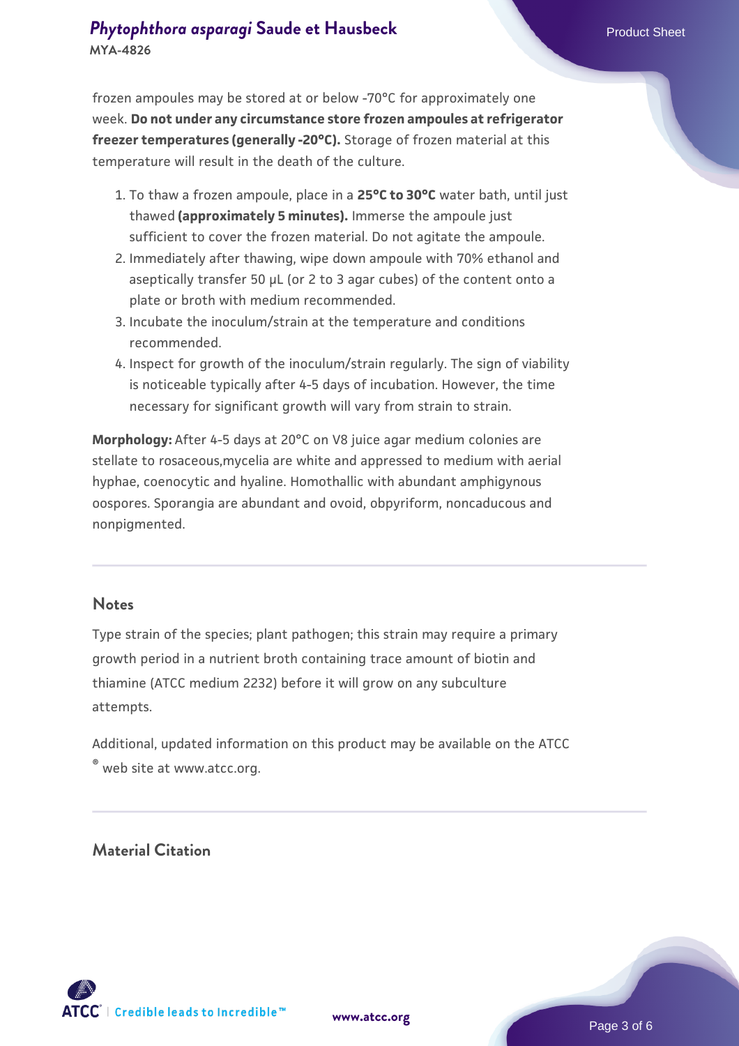frozen ampoules may be stored at or below -70°C for approximately one week. **Do not under any circumstance store frozen ampoules at refrigerator freezer temperatures (generally -20°C).** Storage of frozen material at this temperature will result in the death of the culture.

1. To thaw a frozen ampoule, place in a **25°C to 30°C** water bath, until just thawed **(approximately 5 minutes).** Immerse the ampoule just sufficient to cover the frozen material. Do not agitate the ampoule.
2. Immediately after thawing, wipe down ampoule with 70% ethanol and aseptically transfer 50 µL (or 2 to 3 agar cubes) of the content onto a plate or broth with medium recommended.
3. Incubate the inoculum/strain at the temperature and conditions recommended.
4. Inspect for growth of the inoculum/strain regularly. The sign of viability is noticeable typically after 4-5 days of incubation. However, the time necessary for significant growth will vary from strain to strain.

**Morphology:** After 4-5 days at 20°C on V8 juice agar medium colonies are stellate to rosaceous,mycelia are white and appressed to medium with aerial hyphae, coenocytic and hyaline. Homothallic with abundant amphigynous oospores. Sporangia are abundant and ovoid, obpyriform, noncaducous and nonpigmented.

## Notes

Type strain of the species; plant pathogen; this strain may require a primary growth period in a nutrient broth containing trace amount of biotin and thiamine (ATCC medium 2232) before it will grow on any subculture attempts.

Additional, updated information on this product may be available on the ATCC® web site at www.atcc.org.

## Material Citation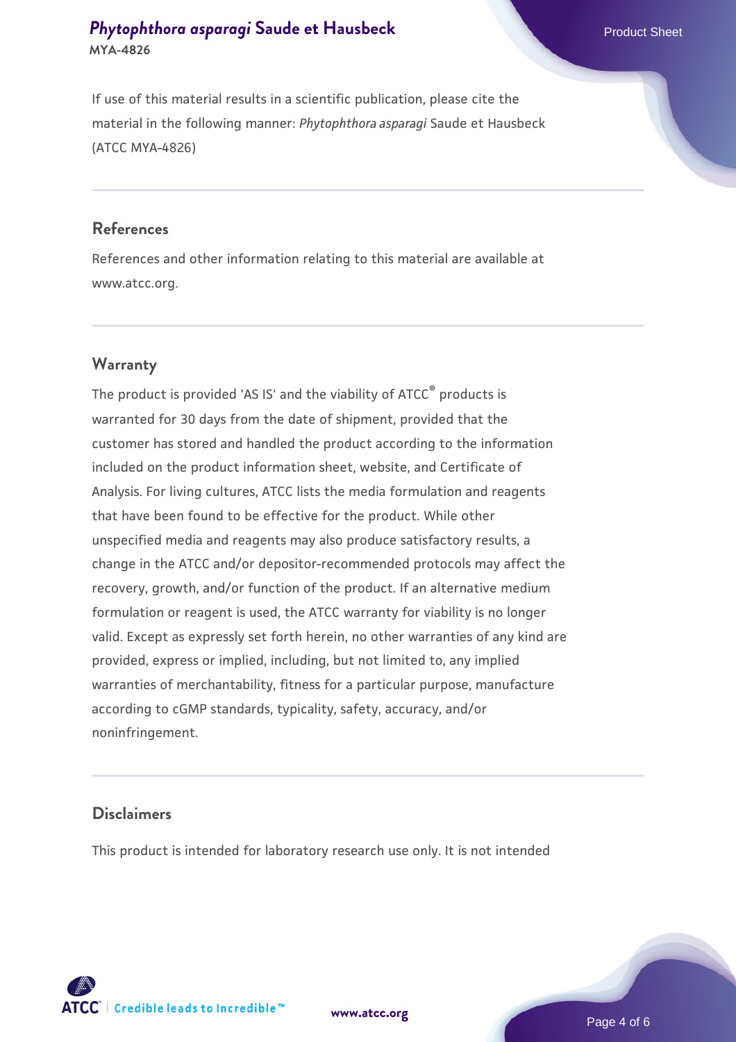If use of this material results in a scientific publication, please cite the material in the following manner: *Phytophthora asparagi* Saude et Hausbeck (ATCC MYA-4826)

## References

References and other information relating to this material are available at www.atcc.org.

## Warranty

The product is provided 'AS IS' and the viability of ATCC® products is warranted for 30 days from the date of shipment, provided that the customer has stored and handled the product according to the information included on the product information sheet, website, and Certificate of Analysis. For living cultures, ATCC lists the media formulation and reagents that have been found to be effective for the product. While other unspecified media and reagents may also produce satisfactory results, a change in the ATCC and/or depositor-recommended protocols may affect the recovery, growth, and/or function of the product. If an alternative medium formulation or reagent is used, the ATCC warranty for viability is no longer valid. Except as expressly set forth herein, no other warranties of any kind are provided, express or implied, including, but not limited to, any implied warranties of merchantability, fitness for a particular purpose, manufacture according to cGMP standards, typicality, safety, accuracy, and/or noninfringement.

## Disclaimers

This product is intended for laboratory research use only. It is not intended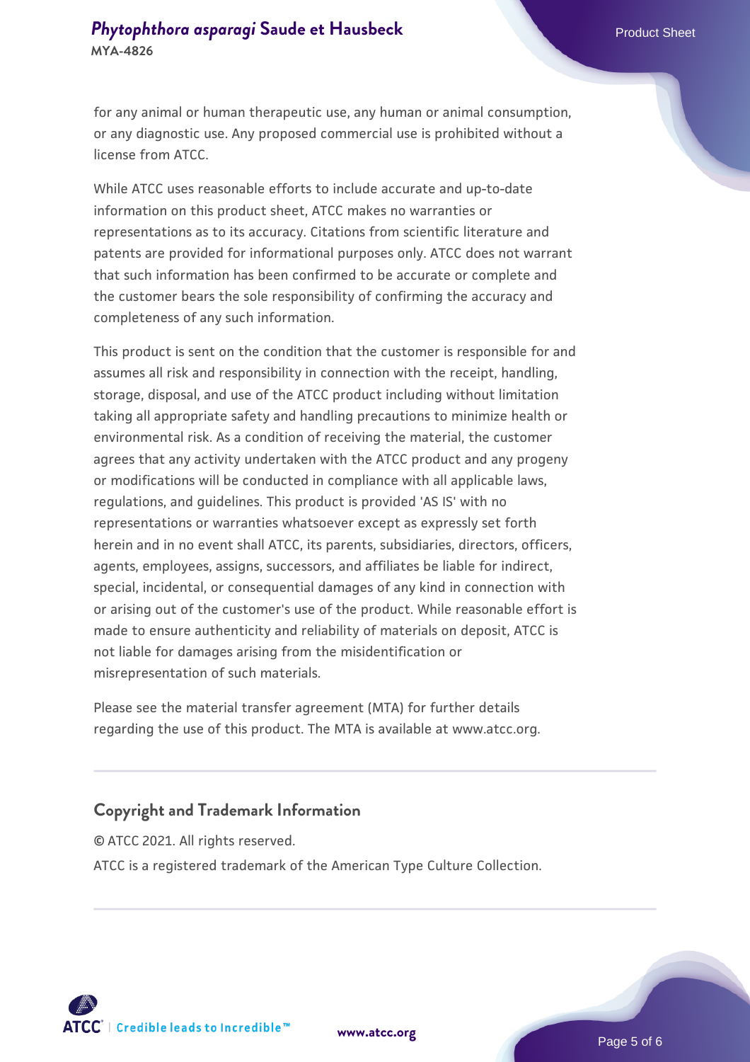for any animal or human therapeutic use, any human or animal consumption, or any diagnostic use. Any proposed commercial use is prohibited without a license from ATCC.

While ATCC uses reasonable efforts to include accurate and up-to-date information on this product sheet, ATCC makes no warranties or representations as to its accuracy. Citations from scientific literature and patents are provided for informational purposes only. ATCC does not warrant that such information has been confirmed to be accurate or complete and the customer bears the sole responsibility of confirming the accuracy and completeness of any such information.

This product is sent on the condition that the customer is responsible for and assumes all risk and responsibility in connection with the receipt, handling, storage, disposal, and use of the ATCC product including without limitation taking all appropriate safety and handling precautions to minimize health or environmental risk. As a condition of receiving the material, the customer agrees that any activity undertaken with the ATCC product and any progeny or modifications will be conducted in compliance with all applicable laws, regulations, and guidelines. This product is provided 'AS IS' with no representations or warranties whatsoever except as expressly set forth herein and in no event shall ATCC, its parents, subsidiaries, directors, officers, agents, employees, assigns, successors, and affiliates be liable for indirect, special, incidental, or consequential damages of any kind in connection with or arising out of the customer's use of the product. While reasonable effort is made to ensure authenticity and reliability of materials on deposit, ATCC is not liable for damages arising from the misidentification or misrepresentation of such materials.

Please see the material transfer agreement (MTA) for further details regarding the use of this product. The MTA is available at www.atcc.org.

## Copyright and Trademark Information

© ATCC 2021. All rights reserved.

ATCC is a registered trademark of the American Type Culture Collection.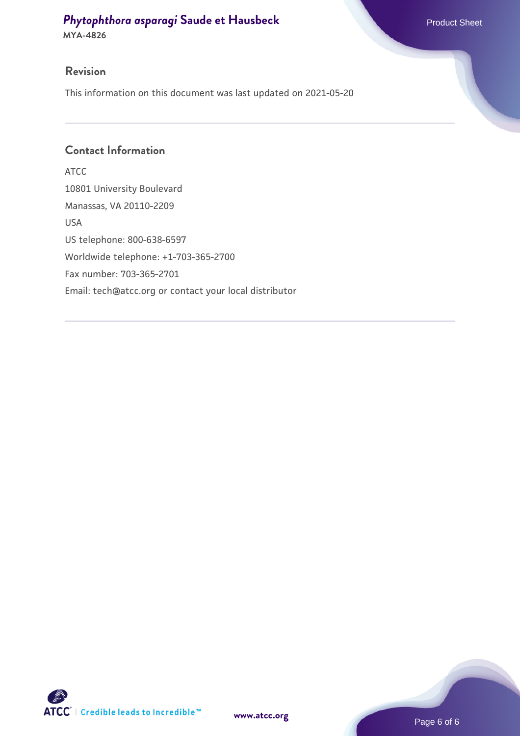## Revision

This information on this document was last updated on 2021-05-20

## Contact Information

ATCC
10801 University Boulevard
Manassas, VA 20110-2209
USA
US telephone: 800-638-6597
Worldwide telephone: +1-703-365-2700
Fax number: 703-365-2701
Email: tech@atcc.org or contact your local distributor